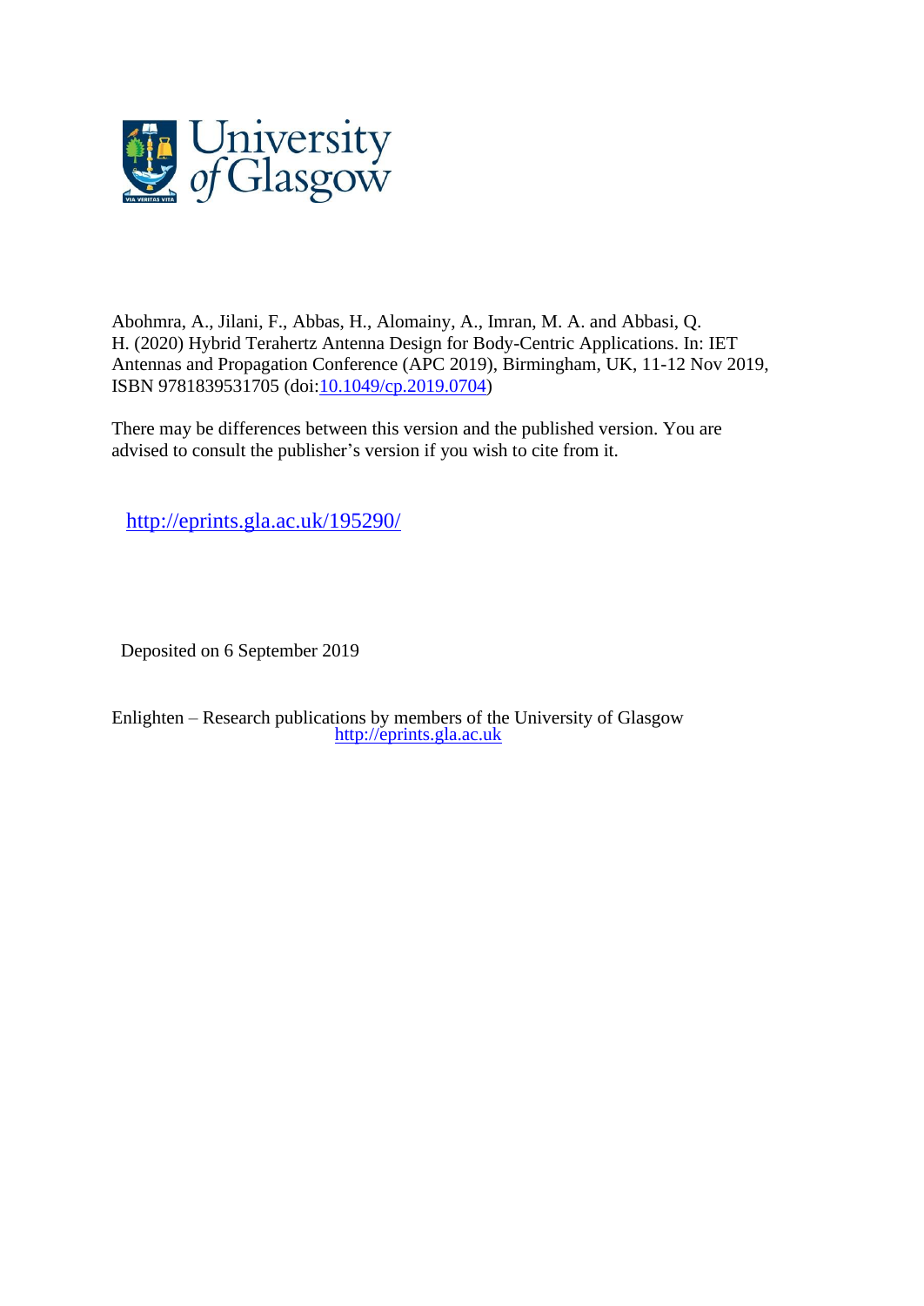Abohmra, A., Jilani, F., Abbas, H., Alomainy, A., Imran, M. A. and Abbasi, Q. H. (2020) Hybrid Terahertz Antenna Design for Body-Centric Applications. In: IET Antennas and Propagation Conference (APC 2019), Birmingham, UK, 11-12 Nov 2019, ISBN 9781839531705 (doi:10.1049/cp.2019.0704)

There may be differences between this version and the published version. You are advised to consult the publisher's version if you wish to cite from it.

http://eprints.gla.ac.uk/195290/

Deposited on 6 September 2019

Enlighten – Research publications by members of the University of Glasgow
http://eprints.gla.ac.uk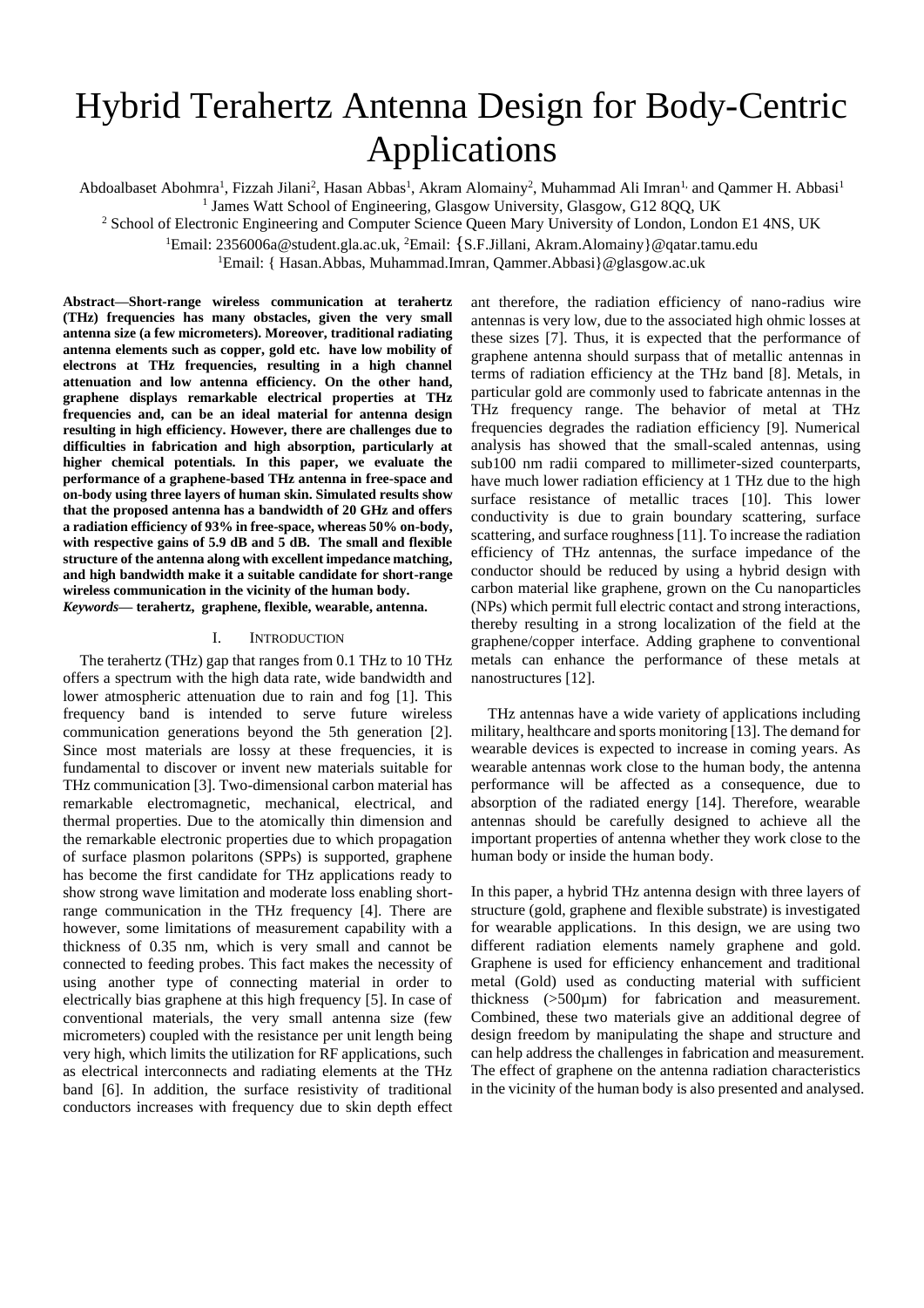# Hybrid Terahertz Antenna Design for Body-Centric Applications

Abdoalbaset Abohmra[1], Fizzah Jilani[2], Hasan Abbas[1], Akram Alomainy[2], Muhammad Ali Imran[1,] and Qammer H. Abbasi[1]

[1] James Watt School of Engineering, Glasgow University, Glasgow, G12 8QQ, UK

[2] School of Electronic Engineering and Computer Science Queen Mary University of London, London E1 4NS, UK

[1]Email: 2356006a@student.gla.ac.uk, [2]Email: {S.F.Jillani, Akram.Alomainy}@qatar.tamu.edu

[1]Email: { Hasan.Abbas, Muhammad.Imran, Qammer.Abbasi}@glasgow.ac.uk

**Abstract—Short-range wireless communication at terahertz (THz) frequencies has many obstacles, given the very small antenna size (a few micrometers). Moreover, traditional radiating antenna elements such as copper, gold etc. have low mobility of electrons at THz frequencies, resulting in a high channel attenuation and low antenna efficiency. On the other hand, graphene displays remarkable electrical properties at THz frequencies and, can be an ideal material for antenna design resulting in high efficiency. However, there are challenges due to difficulties in fabrication and high absorption, particularly at higher chemical potentials. In this paper, we evaluate the performance of a graphene-based THz antenna in free-space and on-body using three layers of human skin. Simulated results show that the proposed antenna has a bandwidth of 20 GHz and offers a radiation efficiency of 93% in free-space, whereas 50% on-body, with respective gains of 5.9 dB and 5 dB. The small and flexible structure of the antenna along with excellent impedance matching, and high bandwidth make it a suitable candidate for short-range wireless communication in the vicinity of the human body.**

***Keywords*— terahertz, graphene, flexible, wearable, antenna.**

## I. Introduction

The terahertz (THz) gap that ranges from 0.1 THz to 10 THz offers a spectrum with the high data rate, wide bandwidth and lower atmospheric attenuation due to rain and fog [1]. This frequency band is intended to serve future wireless communication generations beyond the 5th generation [2]. Since most materials are lossy at these frequencies, it is fundamental to discover or invent new materials suitable for THz communication [3]. Two-dimensional carbon material has remarkable electromagnetic, mechanical, electrical, and thermal properties. Due to the atomically thin dimension and the remarkable electronic properties due to which propagation of surface plasmon polaritons (SPPs) is supported, graphene has become the first candidate for THz applications ready to show strong wave limitation and moderate loss enabling short-range communication in the THz frequency [4]. There are however, some limitations of measurement capability with a thickness of 0.35 nm, which is very small and cannot be connected to feeding probes. This fact makes the necessity of using another type of connecting material in order to electrically bias graphene at this high frequency [5]. In case of conventional materials, the very small antenna size (few micrometers) coupled with the resistance per unit length being very high, which limits the utilization for RF applications, such as electrical interconnects and radiating elements at the THz band [6]. In addition, the surface resistivity of traditional conductors increases with frequency due to skin depth effect ant therefore, the radiation efficiency of nano-radius wire antennas is very low, due to the associated high ohmic losses at these sizes [7]. Thus, it is expected that the performance of graphene antenna should surpass that of metallic antennas in terms of radiation efficiency at the THz band [8]. Metals, in particular gold are commonly used to fabricate antennas in the THz frequency range. The behavior of metal at THz frequencies degrades the radiation efficiency [9]. Numerical analysis has showed that the small-scaled antennas, using sub100 nm radii compared to millimeter-sized counterparts, have much lower radiation efficiency at 1 THz due to the high surface resistance of metallic traces [10]. This lower conductivity is due to grain boundary scattering, surface scattering, and surface roughness [11]. To increase the radiation efficiency of THz antennas, the surface impedance of the conductor should be reduced by using a hybrid design with carbon material like graphene, grown on the Cu nanoparticles (NPs) which permit full electric contact and strong interactions, thereby resulting in a strong localization of the field at the graphene/copper interface. Adding graphene to conventional metals can enhance the performance of these metals at nanostructures [12].

THz antennas have a wide variety of applications including military, healthcare and sports monitoring [13]. The demand for wearable devices is expected to increase in coming years. As wearable antennas work close to the human body, the antenna performance will be affected as a consequence, due to absorption of the radiated energy [14]. Therefore, wearable antennas should be carefully designed to achieve all the important properties of antenna whether they work close to the human body or inside the human body.

In this paper, a hybrid THz antenna design with three layers of structure (gold, graphene and flexible substrate) is investigated for wearable applications. In this design, we are using two different radiation elements namely graphene and gold. Graphene is used for efficiency enhancement and traditional metal (Gold) used as conducting material with sufficient thickness (>500µm) for fabrication and measurement. Combined, these two materials give an additional degree of design freedom by manipulating the shape and structure and can help address the challenges in fabrication and measurement. The effect of graphene on the antenna radiation characteristics in the vicinity of the human body is also presented and analysed.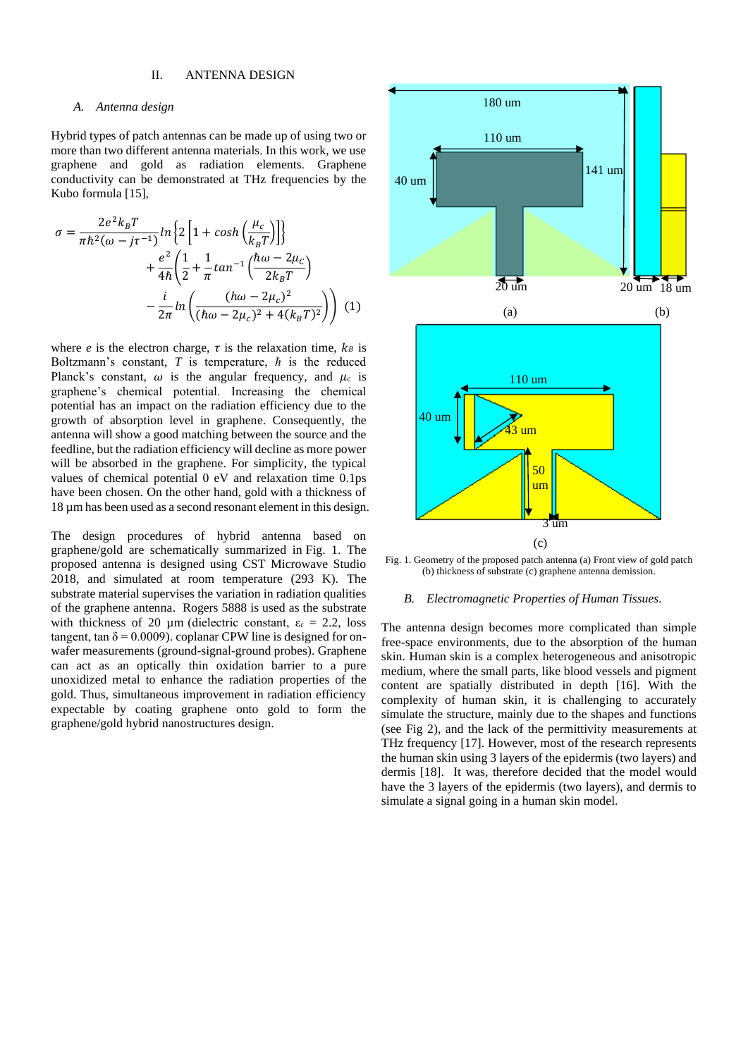## II. ANTENNA DESIGN

### A. *Antenna design*

Hybrid types of patch antennas can be made up of using two or more than two different antenna materials. In this work, we use graphene and gold as radiation elements. Graphene conductivity can be demonstrated at THz frequencies by the Kubo formula [15],

$$\sigma = \frac{2e^2 k_B T}{\pi \hbar^2 (\omega - j\tau^{-1})} ln\left\{2\left[1 + cosh\left(\frac{\mu_c}{k_B T}\right)\right]\right\} + \frac{e^2}{4\hbar}\left(\frac{1}{2} + \frac{1}{\pi} tan^{-1}\left(\frac{\hbar\omega - 2\mu_C}{2k_B T}\right) - \frac{i}{2\pi} ln\left(\frac{(h\omega - 2\mu_c)^2}{(\hbar\omega - 2\mu_c)^2 + 4(k_B T)^2}\right)\right) \quad (1)$$

where $e$ is the electron charge, $\tau$ is the relaxation time, $k_B$ is Boltzmann's constant, $T$ is temperature, $\hbar$ is the reduced Planck's constant, $\omega$ is the angular frequency, and $\mu_c$ is graphene's chemical potential. Increasing the chemical potential has an impact on the radiation efficiency due to the growth of absorption level in graphene. Consequently, the antenna will show a good matching between the source and the feedline, but the radiation efficiency will decline as more power will be absorbed in the graphene. For simplicity, the typical values of chemical potential 0 eV and relaxation time 0.1ps have been chosen. On the other hand, gold with a thickness of 18 µm has been used as a second resonant element in this design.

The design procedures of hybrid antenna based on graphene/gold are schematically summarized in Fig. 1. The proposed antenna is designed using CST Microwave Studio 2018, and simulated at room temperature (293 K). The substrate material supervises the variation in radiation qualities of the graphene antenna. Rogers 5888 is used as the substrate with thickness of 20 µm (dielectric constant, $\varepsilon_r$ = 2.2, loss tangent, tan $\delta$ = 0.0009). coplanar CPW line is designed for on-wafer measurements (ground-signal-ground probes). Graphene can act as an optically thin oxidation barrier to a pure unoxidized metal to enhance the radiation properties of the gold. Thus, simultaneous improvement in radiation efficiency expectable by coating graphene onto gold to form the graphene/gold hybrid nanostructures design.

Fig. 1. Geometry of the proposed patch antenna (a) Front view of gold patch (b) thickness of substrate (c) graphene antenna demission.

### B. *Electromagnetic Properties of Human Tissues.*

The antenna design becomes more complicated than simple free-space environments, due to the absorption of the human skin. Human skin is a complex heterogeneous and anisotropic medium, where the small parts, like blood vessels and pigment content are spatially distributed in depth [16]. With the complexity of human skin, it is challenging to accurately simulate the structure, mainly due to the shapes and functions (see Fig 2), and the lack of the permittivity measurements at THz frequency [17]. However, most of the research represents the human skin using 3 layers of the epidermis (two layers) and dermis [18]. It was, therefore decided that the model would have the 3 layers of the epidermis (two layers), and dermis to simulate a signal going in a human skin model.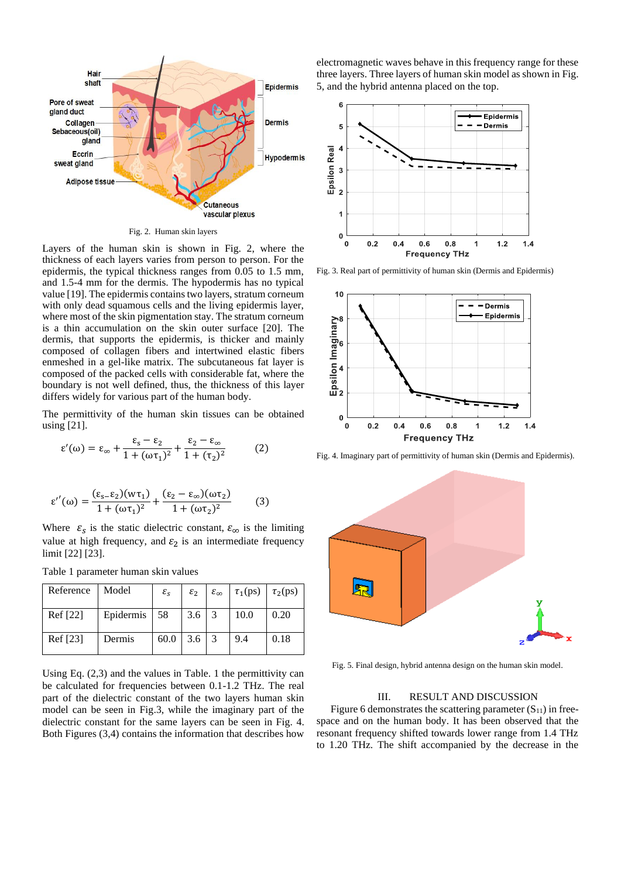Fig. 2. Human skin layers

Layers of the human skin is shown in Fig. 2, where the thickness of each layers varies from person to person. For the epidermis, the typical thickness ranges from 0.05 to 1.5 mm, and 1.5-4 mm for the dermis. The hypodermis has no typical value [19]. The epidermis contains two layers, stratum corneum with only dead squamous cells and the living epidermis layer, where most of the skin pigmentation stay. The stratum corneum is a thin accumulation on the skin outer surface [20]. The dermis, that supports the epidermis, is thicker and mainly composed of collagen fibers and intertwined elastic fibers enmeshed in a gel-like matrix. The subcutaneous fat layer is composed of the packed cells with considerable fat, where the boundary is not well defined, thus, the thickness of this layer differs widely for various part of the human body.

The permittivity of the human skin tissues can be obtained using [21].

$$\varepsilon'(\omega) = \varepsilon_\infty + \frac{\varepsilon_s - \varepsilon_2}{1 + (\omega\tau_1)^2} + \frac{\varepsilon_2 - \varepsilon_\infty}{1 + (\tau_2)^2} \qquad (2)$$

$$\varepsilon''(\omega) = \frac{(\varepsilon_s - \varepsilon_2)(w\tau_1)}{1 + (\omega\tau_1)^2} + \frac{(\varepsilon_2 - \varepsilon_\infty)(\omega\tau_2)}{1 + (\omega\tau_2)^2} \qquad (3)$$

Where $\varepsilon_s$ is the static dielectric constant, $\varepsilon_\infty$ is the limiting value at high frequency, and $\varepsilon_2$ is an intermediate frequency limit [22] [23].

Table 1 parameter human skin values

| Reference | Model | $\varepsilon_s$ | $\varepsilon_2$ | $\varepsilon_\infty$ | $\tau_1$(ps) | $\tau_2$(ps) |
|---|---|---|---|---|---|---|
| Ref [22] | Epidermis | 58 | 3.6 | 3 | 10.0 | 0.20 |
| Ref [23] | Dermis | 60.0 | 3.6 | 3 | 9.4 | 0.18 |

Using Eq. (2,3) and the values in Table. 1 the permittivity can be calculated for frequencies between 0.1-1.2 THz. The real part of the dielectric constant of the two layers human skin model can be seen in Fig.3, while the imaginary part of the dielectric constant for the same layers can be seen in Fig. 4. Both Figures (3,4) contains the information that describes how electromagnetic waves behave in this frequency range for these three layers. Three layers of human skin model as shown in Fig. 5, and the hybrid antenna placed on the top.

Fig. 3. Real part of permittivity of human skin (Dermis and Epidermis)

Fig. 4. Imaginary part of permittivity of human skin (Dermis and Epidermis).

Fig. 5. Final design, hybrid antenna design on the human skin model.

## III. RESULT AND DISCUSSION

Figure 6 demonstrates the scattering parameter ($S_{11}$) in free-space and on the human body. It has been observed that the resonant frequency shifted towards lower range from 1.4 THz to 1.20 THz. The shift accompanied by the decrease in the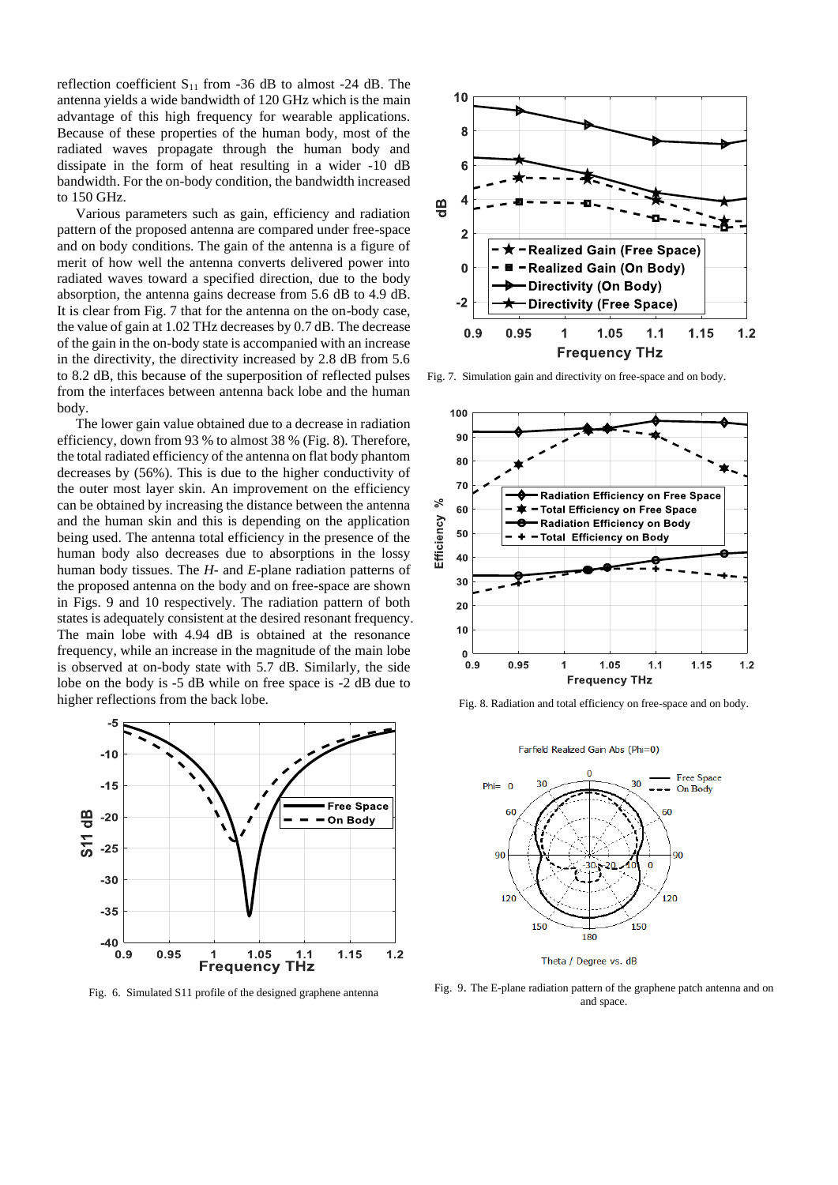reflection coefficient $S_{11}$ from -36 dB to almost -24 dB. The antenna yields a wide bandwidth of 120 GHz which is the main advantage of this high frequency for wearable applications. Because of these properties of the human body, most of the radiated waves propagate through the human body and dissipate in the form of heat resulting in a wider -10 dB bandwidth. For the on-body condition, the bandwidth increased to 150 GHz.

Various parameters such as gain, efficiency and radiation pattern of the proposed antenna are compared under free-space and on body conditions. The gain of the antenna is a figure of merit of how well the antenna converts delivered power into radiated waves toward a specified direction, due to the body absorption, the antenna gains decrease from 5.6 dB to 4.9 dB. It is clear from Fig. 7 that for the antenna on the on-body case, the value of gain at 1.02 THz decreases by 0.7 dB. The decrease of the gain in the on-body state is accompanied with an increase in the directivity, the directivity increased by 2.8 dB from 5.6 to 8.2 dB, this because of the superposition of reflected pulses from the interfaces between antenna back lobe and the human body.

The lower gain value obtained due to a decrease in radiation efficiency, down from 93 % to almost 38 % (Fig. 8). Therefore, the total radiated efficiency of the antenna on flat body phantom decreases by (56%). This is due to the higher conductivity of the outer most layer skin. An improvement on the efficiency can be obtained by increasing the distance between the antenna and the human skin and this is depending on the application being used. The antenna total efficiency in the presence of the human body also decreases due to absorptions in the lossy human body tissues. The *H*- and *E*-plane radiation patterns of the proposed antenna on the body and on free-space are shown in Figs. 9 and 10 respectively. The radiation pattern of both states is adequately consistent at the desired resonant frequency. The main lobe with 4.94 dB is obtained at the resonance frequency, while an increase in the magnitude of the main lobe is observed at on-body state with 5.7 dB. Similarly, the side lobe on the body is -5 dB while on free space is -2 dB due to higher reflections from the back lobe.

Fig. 6. Simulated S11 profile of the designed graphene antenna

Fig. 7. Simulation gain and directivity on free-space and on body.

Fig. 8. Radiation and total efficiency on free-space and on body.

Fig. 9. The E-plane radiation pattern of the graphene patch antenna and on and space.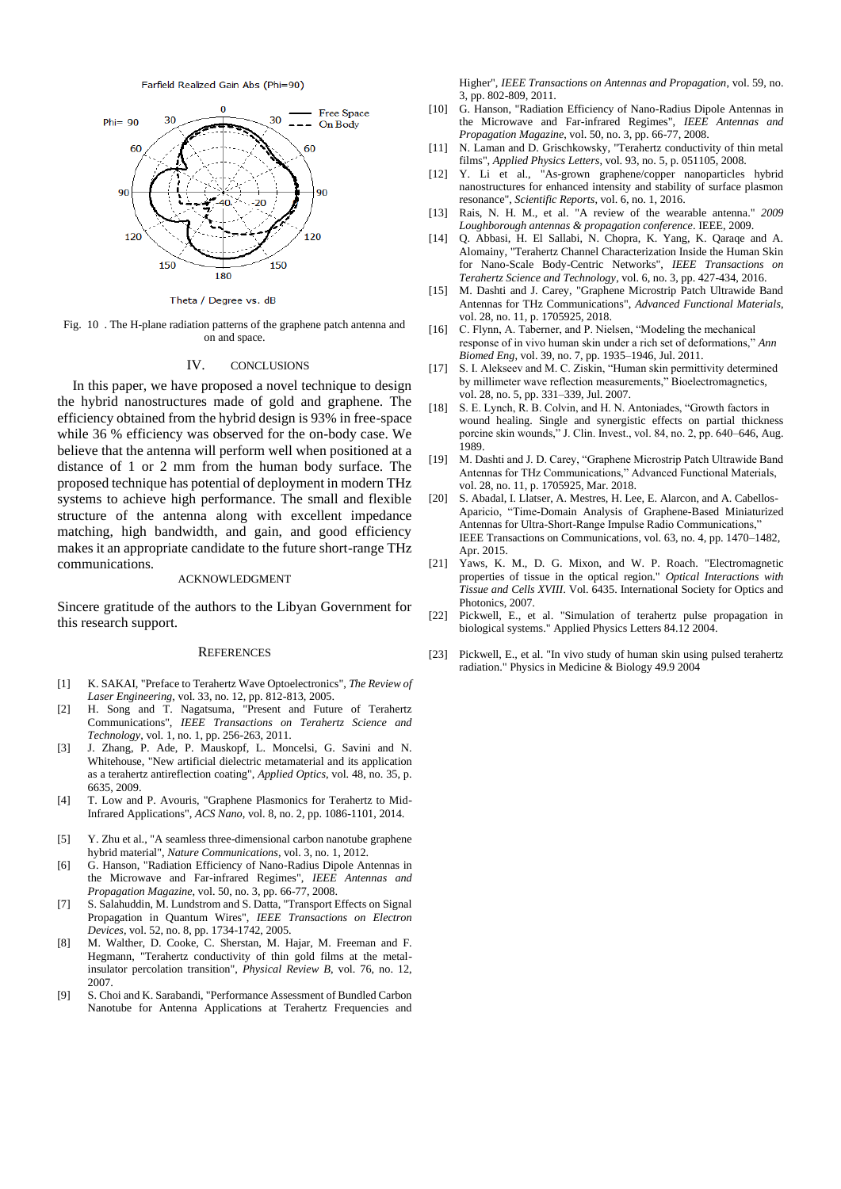Farfield Realized Gain Abs (Phi=90)

Phi= 90

0
30
30
60
60
90
90
120
120
150
150
180
-40
-20

Free Space
On Body

Theta / Degree vs. dB

Fig. 10 . The H-plane radiation patterns of the graphene patch antenna and on and space.

## IV. CONCLUSIONS

In this paper, we have proposed a novel technique to design the hybrid nanostructures made of gold and graphene. The efficiency obtained from the hybrid design is 93% in free-space while 36 % efficiency was observed for the on-body case. We believe that the antenna will perform well when positioned at a distance of 1 or 2 mm from the human body surface. The proposed technique has potential of deployment in modern THz systems to achieve high performance. The small and flexible structure of the antenna along with excellent impedance matching, high bandwidth, and gain, and good efficiency makes it an appropriate candidate to the future short-range THz communications.

## ACKNOWLEDGMENT

Sincere gratitude of the authors to the Libyan Government for this research support.

## REFERENCES

[1] K. SAKAI, "Preface to Terahertz Wave Optoelectronics", *The Review of Laser Engineering*, vol. 33, no. 12, pp. 812-813, 2005.

[2] H. Song and T. Nagatsuma, "Present and Future of Terahertz Communications", *IEEE Transactions on Terahertz Science and Technology*, vol. 1, no. 1, pp. 256-263, 2011.

[3] J. Zhang, P. Ade, P. Mauskopf, L. Moncelsi, G. Savini and N. Whitehouse, "New artificial dielectric metamaterial and its application as a terahertz antireflection coating", *Applied Optics*, vol. 48, no. 35, p. 6635, 2009.

[4] T. Low and P. Avouris, "Graphene Plasmonics for Terahertz to Mid-Infrared Applications", *ACS Nano*, vol. 8, no. 2, pp. 1086-1101, 2014.

[5] Y. Zhu et al., "A seamless three-dimensional carbon nanotube graphene hybrid material", *Nature Communications*, vol. 3, no. 1, 2012.

[6] G. Hanson, "Radiation Efficiency of Nano-Radius Dipole Antennas in the Microwave and Far-infrared Regimes", *IEEE Antennas and Propagation Magazine*, vol. 50, no. 3, pp. 66-77, 2008.

[7] S. Salahuddin, M. Lundstrom and S. Datta, "Transport Effects on Signal Propagation in Quantum Wires", *IEEE Transactions on Electron Devices*, vol. 52, no. 8, pp. 1734-1742, 2005.

[8] M. Walther, D. Cooke, C. Sherstan, M. Hajar, M. Freeman and F. Hegmann, "Terahertz conductivity of thin gold films at the metal-insulator percolation transition", *Physical Review B*, vol. 76, no. 12, 2007.

[9] S. Choi and K. Sarabandi, "Performance Assessment of Bundled Carbon Nanotube for Antenna Applications at Terahertz Frequencies and Higher", *IEEE Transactions on Antennas and Propagation*, vol. 59, no. 3, pp. 802-809, 2011.

[10] G. Hanson, "Radiation Efficiency of Nano-Radius Dipole Antennas in the Microwave and Far-infrared Regimes", *IEEE Antennas and Propagation Magazine*, vol. 50, no. 3, pp. 66-77, 2008.

[11] N. Laman and D. Grischkowsky, "Terahertz conductivity of thin metal films", *Applied Physics Letters*, vol. 93, no. 5, p. 051105, 2008.

[12] Y. Li et al., "As-grown graphene/copper nanoparticles hybrid nanostructures for enhanced intensity and stability of surface plasmon resonance", *Scientific Reports*, vol. 6, no. 1, 2016.

[13] Rais, N. H. M., et al. "A review of the wearable antenna." *2009 Loughborough antennas & propagation conference*. IEEE, 2009.

[14] Q. Abbasi, H. El Sallabi, N. Chopra, K. Yang, K. Qaraqe and A. Alomainy, "Terahertz Channel Characterization Inside the Human Skin for Nano-Scale Body-Centric Networks", *IEEE Transactions on Terahertz Science and Technology*, vol. 6, no. 3, pp. 427-434, 2016.

[15] M. Dashti and J. Carey, "Graphene Microstrip Patch Ultrawide Band Antennas for THz Communications", *Advanced Functional Materials*, vol. 28, no. 11, p. 1705925, 2018.

[16] C. Flynn, A. Taberner, and P. Nielsen, "Modeling the mechanical response of in vivo human skin under a rich set of deformations," *Ann Biomed Eng*, vol. 39, no. 7, pp. 1935–1946, Jul. 2011.

[17] S. I. Alekseev and M. C. Ziskin, "Human skin permittivity determined by millimeter wave reflection measurements," Bioelectromagnetics, vol. 28, no. 5, pp. 331–339, Jul. 2007.

[18] S. E. Lynch, R. B. Colvin, and H. N. Antoniades, "Growth factors in wound healing. Single and synergistic effects on partial thickness porcine skin wounds," J. Clin. Invest., vol. 84, no. 2, pp. 640–646, Aug. 1989.

[19] M. Dashti and J. D. Carey, "Graphene Microstrip Patch Ultrawide Band Antennas for THz Communications," Advanced Functional Materials, vol. 28, no. 11, p. 1705925, Mar. 2018.

[20] S. Abadal, I. Llatser, A. Mestres, H. Lee, E. Alarcon, and A. Cabellos-Aparicio, "Time-Domain Analysis of Graphene-Based Miniaturized Antennas for Ultra-Short-Range Impulse Radio Communications," IEEE Transactions on Communications, vol. 63, no. 4, pp. 1470–1482, Apr. 2015.

[21] Yaws, K. M., D. G. Mixon, and W. P. Roach. "Electromagnetic properties of tissue in the optical region." *Optical Interactions with Tissue and Cells XVIII*. Vol. 6435. International Society for Optics and Photonics, 2007.

[22] Pickwell, E., et al. "Simulation of terahertz pulse propagation in biological systems." Applied Physics Letters 84.12 2004.

[23] Pickwell, E., et al. "In vivo study of human skin using pulsed terahertz radiation." Physics in Medicine & Biology 49.9 2004